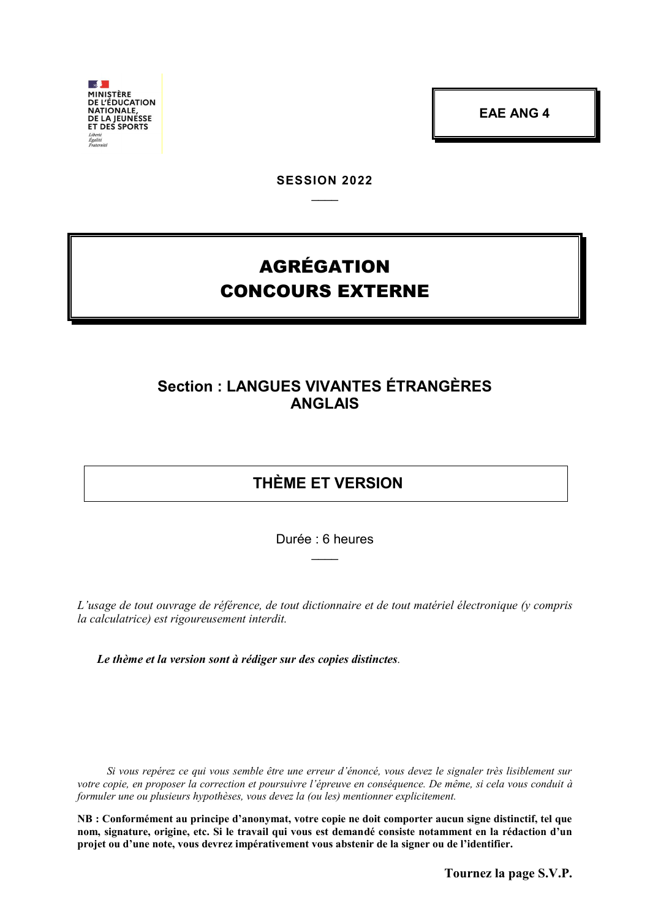MINISTÈRE
DE L'ÉDUCATION
NATIONALE,
DE LA JEUNESSE
ET DES SPORTS

*Liberté*
*Égalité*
*Fraternité*

**EAE ANG 4**

**SESSION 2022**

# AGRÉGATION
# CONCOURS EXTERNE

## Section : LANGUES VIVANTES ÉTRANGÈRES ANGLAIS

## THÈME ET VERSION

Durée : 6 heures

*L'usage de tout ouvrage de référence, de tout dictionnaire et de tout matériel électronique (y compris la calculatrice) est rigoureusement interdit.*

***Le thème et la version sont à rédiger sur des copies distinctes.***

*Si vous repérez ce qui vous semble être une erreur d'énoncé, vous devez le signaler très lisiblement sur votre copie, en proposer la correction et poursuivre l'épreuve en conséquence. De même, si cela vous conduit à formuler une ou plusieurs hypothèses, vous devez la (ou les) mentionner explicitement.*

**NB : Conformément au principe d'anonymat, votre copie ne doit comporter aucun signe distinctif, tel que nom, signature, origine, etc. Si le travail qui vous est demandé consiste notamment en la rédaction d'un projet ou d'une note, vous devrez impérativement vous abstenir de la signer ou de l'identifier.**

**Tournez la page S.V.P.**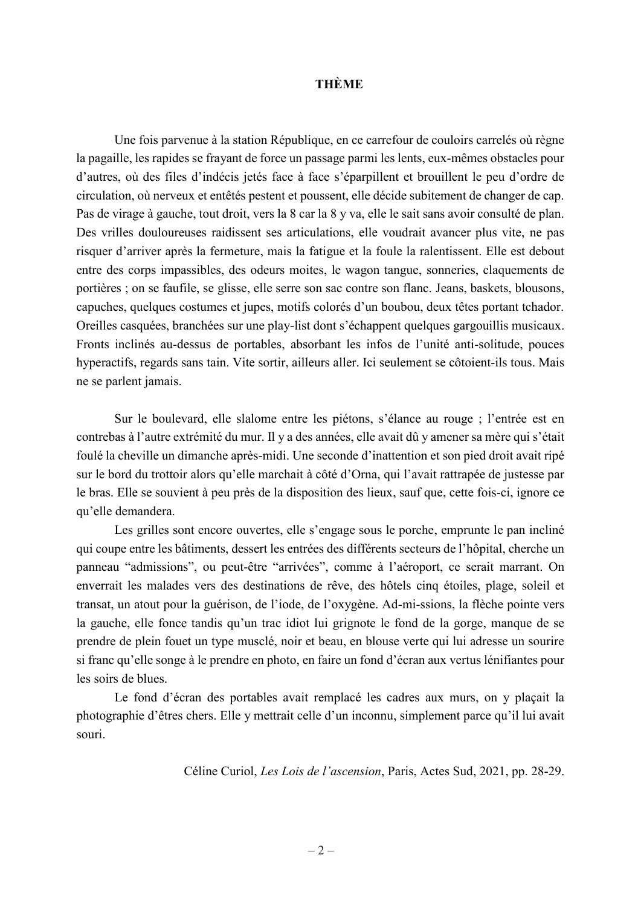# THÈME

Une fois parvenue à la station République, en ce carrefour de couloirs carrelés où règne la pagaille, les rapides se frayant de force un passage parmi les lents, eux-mêmes obstacles pour d'autres, où des files d'indécis jetés face à face s'éparpillent et brouillent le peu d'ordre de circulation, où nerveux et entêtés pestent et poussent, elle décide subitement de changer de cap. Pas de virage à gauche, tout droit, vers la 8 car la 8 y va, elle le sait sans avoir consulté de plan. Des vrilles douloureuses raidissent ses articulations, elle voudrait avancer plus vite, ne pas risquer d'arriver après la fermeture, mais la fatigue et la foule la ralentissent. Elle est debout entre des corps impassibles, des odeurs moites, le wagon tangue, sonneries, claquements de portières ; on se faufile, se glisse, elle serre son sac contre son flanc. Jeans, baskets, blousons, capuches, quelques costumes et jupes, motifs colorés d'un boubou, deux têtes portant tchador. Oreilles casquées, branchées sur une play-list dont s'échappent quelques gargouillis musicaux. Fronts inclinés au-dessus de portables, absorbant les infos de l'unité anti-solitude, pouces hyperactifs, regards sans tain. Vite sortir, ailleurs aller. Ici seulement se côtoient-ils tous. Mais ne se parlent jamais.

Sur le boulevard, elle slalome entre les piétons, s'élance au rouge ; l'entrée est en contrebas à l'autre extrémité du mur. Il y a des années, elle avait dû y amener sa mère qui s'était foulé la cheville un dimanche après-midi. Une seconde d'inattention et son pied droit avait ripé sur le bord du trottoir alors qu'elle marchait à côté d'Orna, qui l'avait rattrapée de justesse par le bras. Elle se souvient à peu près de la disposition des lieux, sauf que, cette fois-ci, ignore ce qu'elle demandera.

Les grilles sont encore ouvertes, elle s'engage sous le porche, emprunte le pan incliné qui coupe entre les bâtiments, dessert les entrées des différents secteurs de l'hôpital, cherche un panneau "admissions", ou peut-être "arrivées", comme à l'aéroport, ce serait marrant. On enverrait les malades vers des destinations de rêve, des hôtels cinq étoiles, plage, soleil et transat, un atout pour la guérison, de l'iode, de l'oxygène. Ad-mi-ssions, la flèche pointe vers la gauche, elle fonce tandis qu'un trac idiot lui grignote le fond de la gorge, manque de se prendre de plein fouet un type musclé, noir et beau, en blouse verte qui lui adresse un sourire si franc qu'elle songe à le prendre en photo, en faire un fond d'écran aux vertus lénifiantes pour les soirs de blues.

Le fond d'écran des portables avait remplacé les cadres aux murs, on y plaçait la photographie d'êtres chers. Elle y mettrait celle d'un inconnu, simplement parce qu'il lui avait souri.

Céline Curiol, *Les Lois de l'ascension*, Paris, Actes Sud, 2021, pp. 28-29.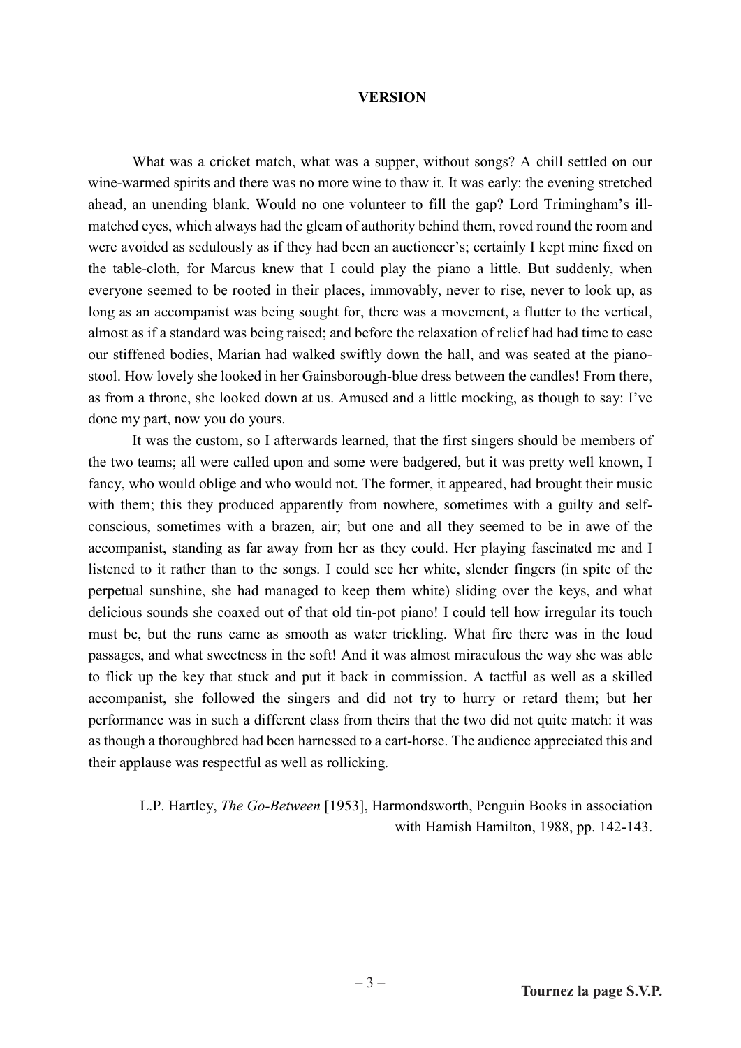## VERSION

What was a cricket match, what was a supper, without songs? A chill settled on our wine-warmed spirits and there was no more wine to thaw it. It was early: the evening stretched ahead, an unending blank. Would no one volunteer to fill the gap? Lord Trimingham's ill-matched eyes, which always had the gleam of authority behind them, roved round the room and were avoided as sedulously as if they had been an auctioneer's; certainly I kept mine fixed on the table-cloth, for Marcus knew that I could play the piano a little. But suddenly, when everyone seemed to be rooted in their places, immovably, never to rise, never to look up, as long as an accompanist was being sought for, there was a movement, a flutter to the vertical, almost as if a standard was being raised; and before the relaxation of relief had had time to ease our stiffened bodies, Marian had walked swiftly down the hall, and was seated at the piano-stool. How lovely she looked in her Gainsborough-blue dress between the candles! From there, as from a throne, she looked down at us. Amused and a little mocking, as though to say: I've done my part, now you do yours.

It was the custom, so I afterwards learned, that the first singers should be members of the two teams; all were called upon and some were badgered, but it was pretty well known, I fancy, who would oblige and who would not. The former, it appeared, had brought their music with them; this they produced apparently from nowhere, sometimes with a guilty and self-conscious, sometimes with a brazen, air; but one and all they seemed to be in awe of the accompanist, standing as far away from her as they could. Her playing fascinated me and I listened to it rather than to the songs. I could see her white, slender fingers (in spite of the perpetual sunshine, she had managed to keep them white) sliding over the keys, and what delicious sounds she coaxed out of that old tin-pot piano! I could tell how irregular its touch must be, but the runs came as smooth as water trickling. What fire there was in the loud passages, and what sweetness in the soft! And it was almost miraculous the way she was able to flick up the key that stuck and put it back in commission. A tactful as well as a skilled accompanist, she followed the singers and did not try to hurry or retard them; but her performance was in such a different class from theirs that the two did not quite match: it was as though a thoroughbred had been harnessed to a cart-horse. The audience appreciated this and their applause was respectful as well as rollicking.

L.P. Hartley, *The Go-Between* [1953], Harmondsworth, Penguin Books in association with Hamish Hamilton, 1988, pp. 142-143.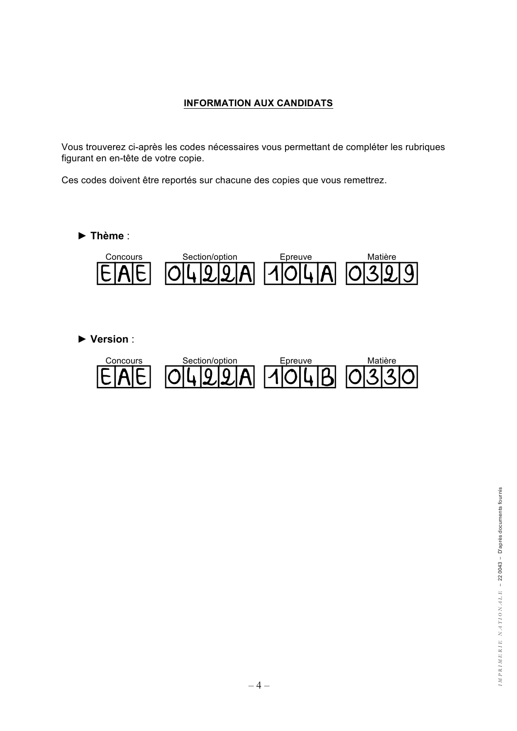**INFORMATION AUX CANDIDATS**

Vous trouverez ci-après les codes nécessaires vous permettant de compléter les rubriques figurant en en-tête de votre copie.

Ces codes doivent être reportés sur chacune des copies que vous remettrez.

► **Thème** :

| Concours | Section/option | Epreuve | Matière |
| --- | --- | --- | --- |
| EAE | 0422A | 104A | 0329 |

► **Version** :

| Concours | Section/option | Epreuve | Matière |
| --- | --- | --- | --- |
| EAE | 0422A | 104B | 0330 |